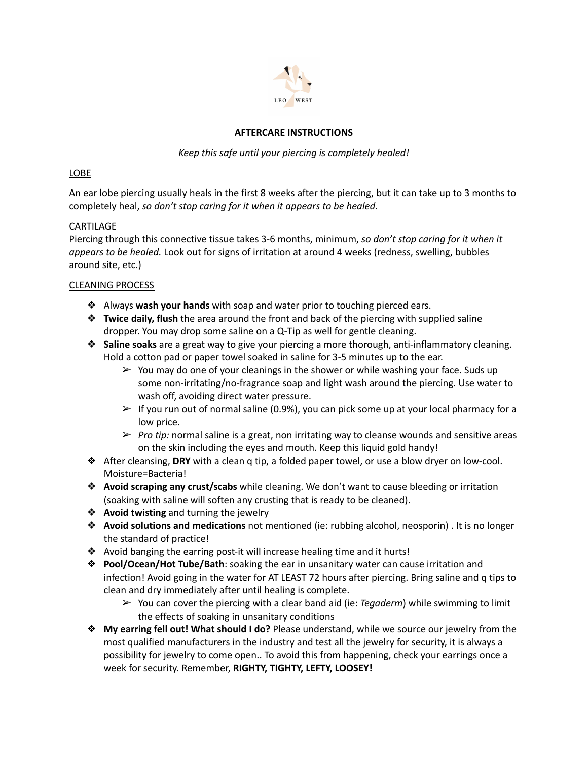LEO WEST

# AFTERCARE INSTRUCTIONS

*Keep this safe until your piercing is completely healed!*

## LOBE

An ear lobe piercing usually heals in the first 8 weeks after the piercing, but it can take up to 3 months to completely heal, *so don't stop caring for it when it appears to be healed.*

## CARTILAGE

Piercing through this connective tissue takes 3-6 months, minimum, *so don't stop caring for it when it appears to be healed.* Look out for signs of irritation at around 4 weeks (redness, swelling, bubbles around site, etc.)

## CLEANING PROCESS

- Always **wash your hands** with soap and water prior to touching pierced ears.
- **Twice daily, flush** the area around the front and back of the piercing with supplied saline dropper. You may drop some saline on a Q-Tip as well for gentle cleaning.
- **Saline soaks** are a great way to give your piercing a more thorough, anti-inflammatory cleaning. Hold a cotton pad or paper towel soaked in saline for 3-5 minutes up to the ear.
  - You may do one of your cleanings in the shower or while washing your face. Suds up some non-irritating/no-fragrance soap and light wash around the piercing. Use water to wash off, avoiding direct water pressure.
  - If you run out of normal saline (0.9%), you can pick some up at your local pharmacy for a low price.
  - *Pro tip:* normal saline is a great, non irritating way to cleanse wounds and sensitive areas on the skin including the eyes and mouth. Keep this liquid gold handy!
- After cleansing, **DRY** with a clean q tip, a folded paper towel, or use a blow dryer on low-cool. Moisture=Bacteria!
- **Avoid scraping any crust/scabs** while cleaning. We don't want to cause bleeding or irritation (soaking with saline will soften any crusting that is ready to be cleaned).
- **Avoid twisting** and turning the jewelry
- **Avoid solutions and medications** not mentioned (ie: rubbing alcohol, neosporin) . It is no longer the standard of practice!
- Avoid banging the earring post-it will increase healing time and it hurts!
- **Pool/Ocean/Hot Tube/Bath**: soaking the ear in unsanitary water can cause irritation and infection! Avoid going in the water for AT LEAST 72 hours after piercing. Bring saline and q tips to clean and dry immediately after until healing is complete.
  - You can cover the piercing with a clear band aid (ie: *Tegaderm*) while swimming to limit the effects of soaking in unsanitary conditions
- **My earring fell out! What should I do?** Please understand, while we source our jewelry from the most qualified manufacturers in the industry and test all the jewelry for security, it is always a possibility for jewelry to come open.. To avoid this from happening, check your earrings once a week for security. Remember, **RIGHTY, TIGHTY, LEFTY, LOOSEY!**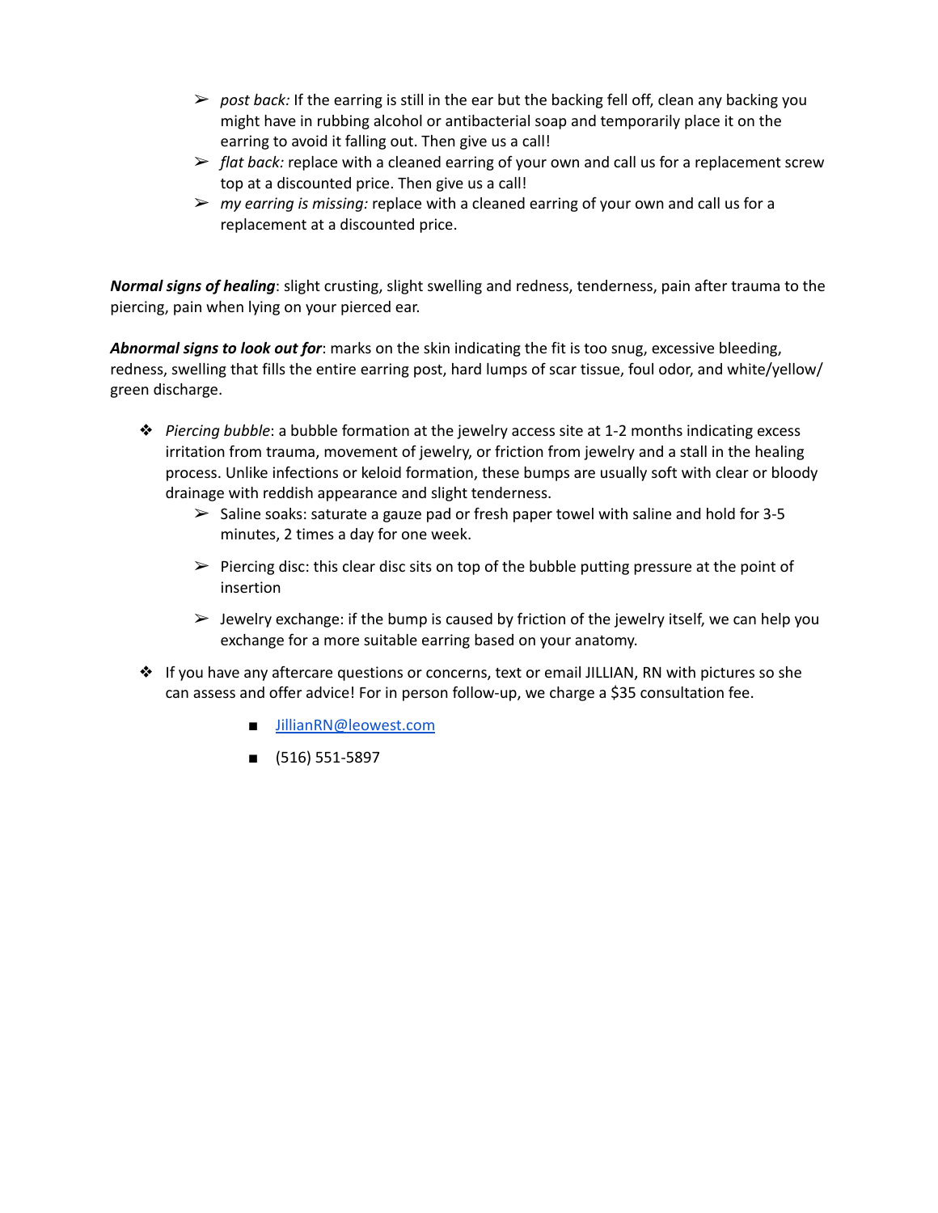- *post back:* If the earring is still in the ear but the backing fell off, clean any backing you might have in rubbing alcohol or antibacterial soap and temporarily place it on the earring to avoid it falling out. Then give us a call!
- *flat back:* replace with a cleaned earring of your own and call us for a replacement screw top at a discounted price. Then give us a call!
- *my earring is missing:* replace with a cleaned earring of your own and call us for a replacement at a discounted price.

***Normal signs of healing***: slight crusting, slight swelling and redness, tenderness, pain after trauma to the piercing, pain when lying on your pierced ear.

***Abnormal signs to look out for***: marks on the skin indicating the fit is too snug, excessive bleeding, redness, swelling that fills the entire earring post, hard lumps of scar tissue, foul odor, and white/yellow/ green discharge.

- *Piercing bubble*: a bubble formation at the jewelry access site at 1-2 months indicating excess irritation from trauma, movement of jewelry, or friction from jewelry and a stall in the healing process. Unlike infections or keloid formation, these bumps are usually soft with clear or bloody drainage with reddish appearance and slight tenderness.
  - Saline soaks: saturate a gauze pad or fresh paper towel with saline and hold for 3-5 minutes, 2 times a day for one week.
  - Piercing disc: this clear disc sits on top of the bubble putting pressure at the point of insertion
  - Jewelry exchange: if the bump is caused by friction of the jewelry itself, we can help you exchange for a more suitable earring based on your anatomy.
- If you have any aftercare questions or concerns, text or email JILLIAN, RN with pictures so she can assess and offer advice! For in person follow-up, we charge a $35 consultation fee.
  - JillianRN@leowest.com
  - (516) 551-5897